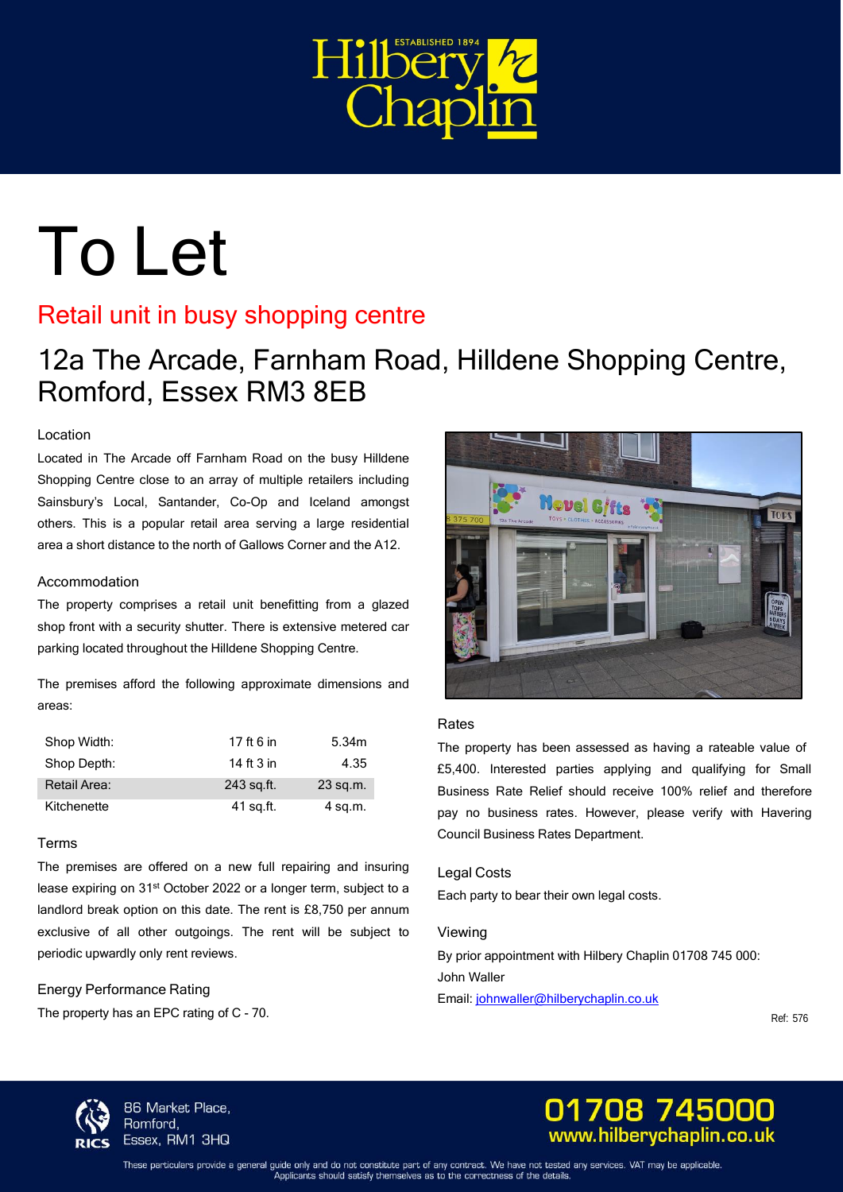Hilbery Chaplin
ESTABLISHED 1894

# To Let

## Retail unit in busy shopping centre

## 12a The Arcade, Farnham Road, Hilldene Shopping Centre, Romford, Essex RM3 8EB

### Location

Located in The Arcade off Farnham Road on the busy Hilldene Shopping Centre close to an array of multiple retailers including Sainsbury's Local, Santander, Co-Op and Iceland amongst others. This is a popular retail area serving a large residential area a short distance to the north of Gallows Corner and the A12.

### Accommodation

The property comprises a retail unit benefitting from a glazed shop front with a security shutter. There is extensive metered car parking located throughout the Hilldene Shopping Centre.

The premises afford the following approximate dimensions and areas:

| | | |
|---|---|---|
| Shop Width: | 17 ft 6 in | 5.34m |
| Shop Depth: | 14 ft 3 in | 4.35 |
| Retail Area: | 243 sq.ft. | 23 sq.m. |
| Kitchenette | 41 sq.ft. | 4 sq.m. |

### Terms

The premises are offered on a new full repairing and insuring lease expiring on 31st October 2022 or a longer term, subject to a landlord break option on this date. The rent is £8,750 per annum exclusive of all other outgoings. The rent will be subject to periodic upwardly only rent reviews.

### Energy Performance Rating

The property has an EPC rating of C - 70.

### Rates

The property has been assessed as having a rateable value of £5,400. Interested parties applying and qualifying for Small Business Rate Relief should receive 100% relief and therefore pay no business rates. However, please verify with Havering Council Business Rates Department.

### Legal Costs

Each party to bear their own legal costs.

### Viewing

By prior appointment with Hilbery Chaplin 01708 745 000:
John Waller
Email: johnwaller@hilberychaplin.co.uk

Ref: 576

86 Market Place,
Romford,
Essex, RM1 3HQ

01708 745000
www.hilberychaplin.co.uk

These particulars provide a general guide only and do not constitute part of any contract. We have not tested any services. VAT may be applicable. Applicants should satisfy themselves as to the correctness of the details.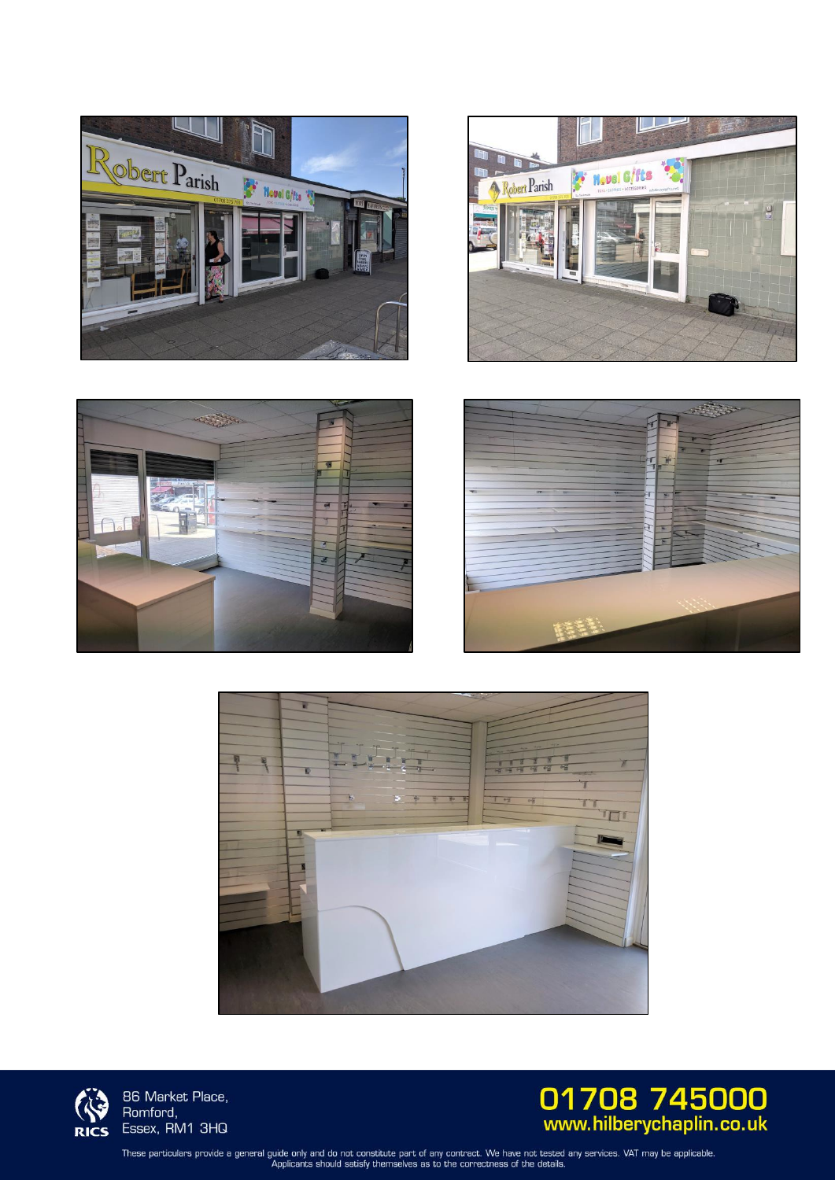86 Market Place,
Romford,
Essex, RM1 3HQ

RICS

01708 745000
www.hilberychaplin.co.uk

These particulars provide a general guide only and do not constitute part of any contract. We have not tested any services. VAT may be applicable. Applicants should satisfy themselves as to the correctness of the details.